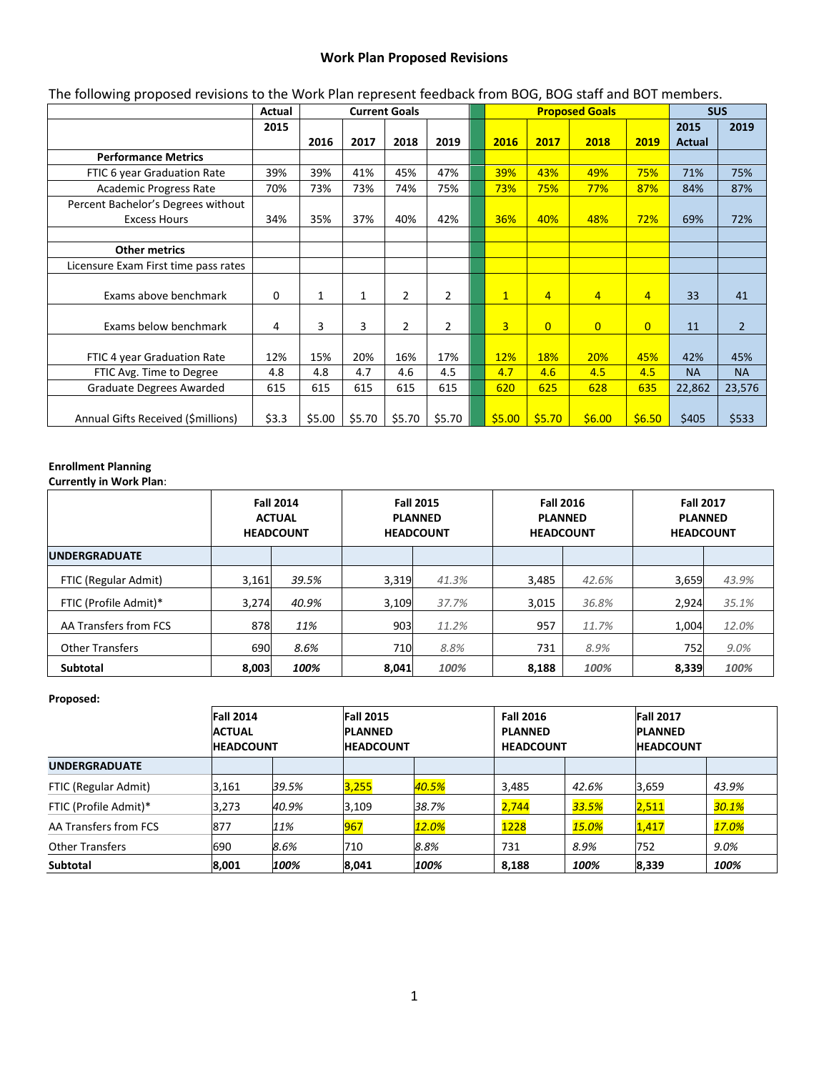# Work Plan Proposed Revisions

The following proposed revisions to the Work Plan represent feedback from BOG, BOG staff and BOT members.

| | Actual | Current Goals | | | | | Proposed Goals | | | | SUS | |
|---|---|---|---|---|---|---|---|---|---|---|---|---|
| | 2015 | 2016 | 2017 | 2018 | 2019 | | 2016 | 2017 | 2018 | 2019 | 2015 Actual | 2019 |
| **Performance Metrics** | | | | | | | | | | | | |
| FTIC 6 year Graduation Rate | 39% | 39% | 41% | 45% | 47% | | 39% | 43% | 49% | 75% | 71% | 75% |
| Academic Progress Rate | 70% | 73% | 73% | 74% | 75% | | 73% | 75% | 77% | 87% | 84% | 87% |
| Percent Bachelor's Degrees without Excess Hours | 34% | 35% | 37% | 40% | 42% | | 36% | 40% | 48% | 72% | 69% | 72% |
| | | | | | | | | | | | | |
| **Other metrics** | | | | | | | | | | | | |
| Licensure Exam First time pass rates | | | | | | | | | | | | |
| Exams above benchmark | 0 | 1 | 1 | 2 | 2 | | 1 | 4 | 4 | 4 | 33 | 41 |
| Exams below benchmark | 4 | 3 | 3 | 2 | 2 | | 3 | 0 | 0 | 0 | 11 | 2 |
| FTIC 4 year Graduation Rate | 12% | 15% | 20% | 16% | 17% | | 12% | 18% | 20% | 45% | 42% | 45% |
| FTIC Avg. Time to Degree | 4.8 | 4.8 | 4.7 | 4.6 | 4.5 | | 4.7 | 4.6 | 4.5 | 4.5 | NA | NA |
| Graduate Degrees Awarded | 615 | 615 | 615 | 615 | 615 | | 620 | 625 | 628 | 635 | 22,862 | 23,576 |
| Annual Gifts Received ($millions) | $3.3 | $5.00 | $5.70 | $5.70 | $5.70 | | $5.00 | $5.70 | $6.00 | $6.50 | $405 | $533 |

**Enrollment Planning**
**Currently in Work Plan**:

| | Fall 2014 ACTUAL HEADCOUNT | | Fall 2015 PLANNED HEADCOUNT | | Fall 2016 PLANNED HEADCOUNT | | Fall 2017 PLANNED HEADCOUNT | |
|---|---|---|---|---|---|---|---|---|
| **UNDERGRADUATE** | | | | | | | | |
| FTIC (Regular Admit) | 3,161 | *39.5%* | 3,319 | *41.3%* | 3,485 | *42.6%* | 3,659 | *43.9%* |
| FTIC (Profile Admit)* | 3,274 | *40.9%* | 3,109 | *37.7%* | 3,015 | *36.8%* | 2,924 | *35.1%* |
| AA Transfers from FCS | 878 | *11%* | 903 | *11.2%* | 957 | *11.7%* | 1,004 | *12.0%* |
| Other Transfers | 690 | *8.6%* | 710 | *8.8%* | 731 | *8.9%* | 752 | *9.0%* |
| **Subtotal** | **8,003** | ***100%*** | **8,041** | ***100%*** | **8,188** | ***100%*** | **8,339** | ***100%*** |

**Proposed:**

| | Fall 2014 ACTUAL HEADCOUNT | | Fall 2015 PLANNED HEADCOUNT | | Fall 2016 PLANNED HEADCOUNT | | Fall 2017 PLANNED HEADCOUNT | |
|---|---|---|---|---|---|---|---|---|
| **UNDERGRADUATE** | | | | | | | | |
| FTIC (Regular Admit) | 3,161 | *39.5%* | 3,255 | *40.5%* | 3,485 | *42.6%* | 3,659 | *43.9%* |
| FTIC (Profile Admit)* | 3,273 | *40.9%* | 3,109 | *38.7%* | 2,744 | *33.5%* | 2,511 | *30.1%* |
| AA Transfers from FCS | 877 | *11%* | 967 | *12.0%* | 1228 | *15.0%* | 1,417 | *17.0%* |
| Other Transfers | 690 | *8.6%* | 710 | *8.8%* | 731 | *8.9%* | 752 | *9.0%* |
| **Subtotal** | **8,001** | ***100%*** | **8,041** | ***100%*** | **8,188** | ***100%*** | **8,339** | ***100%*** |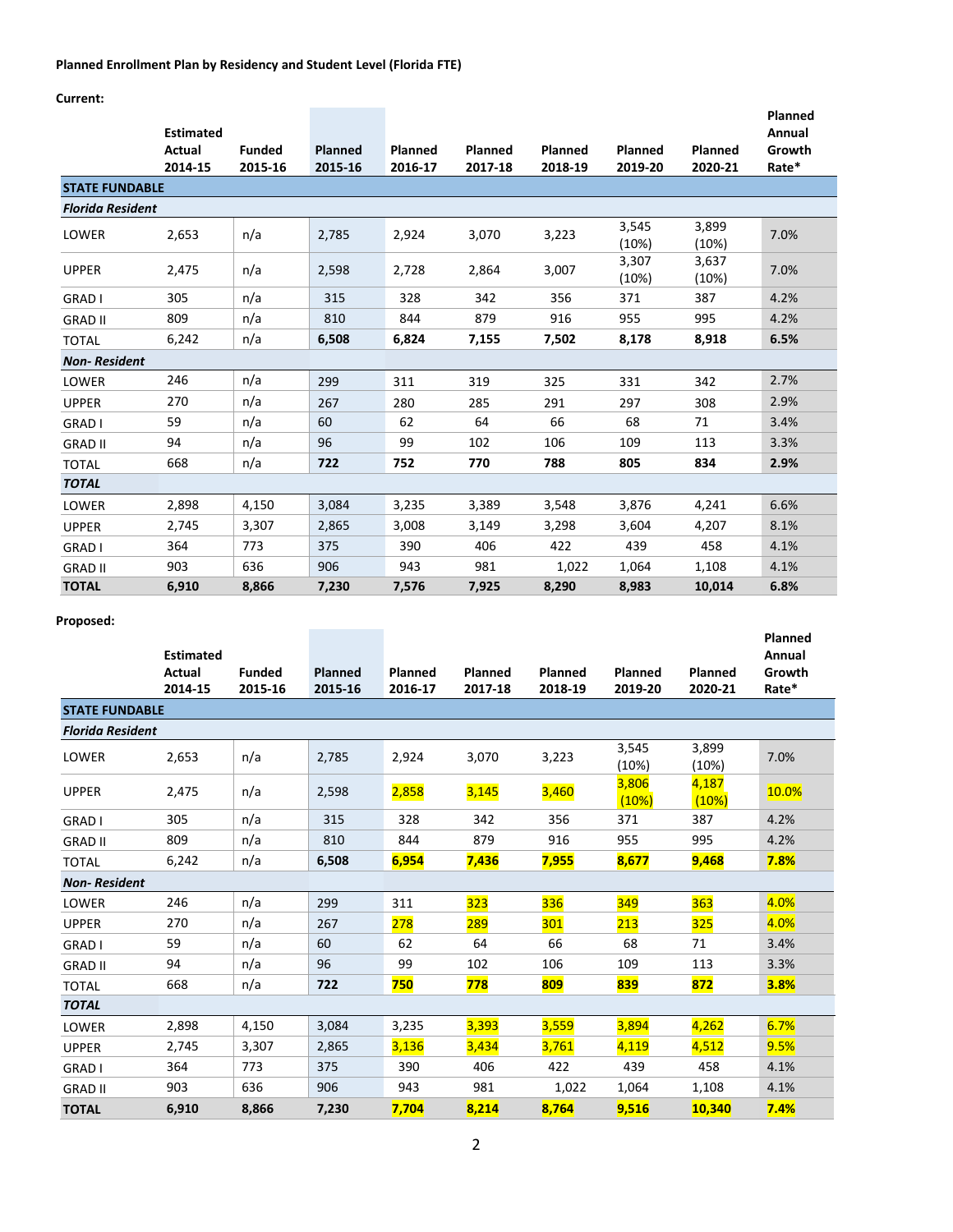**Planned Enrollment Plan by Residency and Student Level (Florida FTE)**

**Current:**

| | Estimated Actual 2014-15 | Funded 2015-16 | Planned 2015-16 | Planned 2016-17 | Planned 2017-18 | Planned 2018-19 | Planned 2019-20 | Planned 2020-21 | Planned Annual Growth Rate* |
|---|---|---|---|---|---|---|---|---|---|
| **STATE FUNDABLE** | | | | | | | | | |
| ***Florida Resident*** | | | | | | | | | |
| LOWER | 2,653 | n/a | 2,785 | 2,924 | 3,070 | 3,223 | 3,545 (10%) | 3,899 (10%) | 7.0% |
| UPPER | 2,475 | n/a | 2,598 | 2,728 | 2,864 | 3,007 | 3,307 (10%) | 3,637 (10%) | 7.0% |
| GRAD I | 305 | n/a | 315 | 328 | 342 | 356 | 371 | 387 | 4.2% |
| GRAD II | 809 | n/a | 810 | 844 | 879 | 916 | 955 | 995 | 4.2% |
| TOTAL | 6,242 | n/a | **6,508** | **6,824** | **7,155** | **7,502** | **8,178** | **8,918** | **6.5%** |
| ***Non- Resident*** | | | | | | | | | |
| LOWER | 246 | n/a | 299 | 311 | 319 | 325 | 331 | 342 | 2.7% |
| UPPER | 270 | n/a | 267 | 280 | 285 | 291 | 297 | 308 | 2.9% |
| GRAD I | 59 | n/a | 60 | 62 | 64 | 66 | 68 | 71 | 3.4% |
| GRAD II | 94 | n/a | 96 | 99 | 102 | 106 | 109 | 113 | 3.3% |
| TOTAL | 668 | n/a | **722** | **752** | **770** | **788** | **805** | **834** | **2.9%** |
| ***TOTAL*** | | | | | | | | | |
| LOWER | 2,898 | 4,150 | 3,084 | 3,235 | 3,389 | 3,548 | 3,876 | 4,241 | 6.6% |
| UPPER | 2,745 | 3,307 | 2,865 | 3,008 | 3,149 | 3,298 | 3,604 | 4,207 | 8.1% |
| GRAD I | 364 | 773 | 375 | 390 | 406 | 422 | 439 | 458 | 4.1% |
| GRAD II | 903 | 636 | 906 | 943 | 981 | 1,022 | 1,064 | 1,108 | 4.1% |
| **TOTAL** | **6,910** | **8,866** | **7,230** | **7,576** | **7,925** | **8,290** | **8,983** | **10,014** | **6.8%** |

**Proposed:**

| | Estimated Actual 2014-15 | Funded 2015-16 | Planned 2015-16 | Planned 2016-17 | Planned 2017-18 | Planned 2018-19 | Planned 2019-20 | Planned 2020-21 | Planned Annual Growth Rate* |
|---|---|---|---|---|---|---|---|---|---|
| **STATE FUNDABLE** | | | | | | | | | |
| ***Florida Resident*** | | | | | | | | | |
| LOWER | 2,653 | n/a | 2,785 | 2,924 | 3,070 | 3,223 | 3,545 (10%) | 3,899 (10%) | 7.0% |
| UPPER | 2,475 | n/a | 2,598 | 2,858 | 3,145 | 3,460 | 3,806 (10%) | 4,187 (10%) | 10.0% |
| GRAD I | 305 | n/a | 315 | 328 | 342 | 356 | 371 | 387 | 4.2% |
| GRAD II | 809 | n/a | 810 | 844 | 879 | 916 | 955 | 995 | 4.2% |
| TOTAL | 6,242 | n/a | **6,508** | **6,954** | **7,436** | **7,955** | **8,677** | **9,468** | **7.8%** |
| ***Non- Resident*** | | | | | | | | | |
| LOWER | 246 | n/a | 299 | 311 | 323 | 336 | 349 | 363 | 4.0% |
| UPPER | 270 | n/a | 267 | 278 | 289 | 301 | 213 | 325 | 4.0% |
| GRAD I | 59 | n/a | 60 | 62 | 64 | 66 | 68 | 71 | 3.4% |
| GRAD II | 94 | n/a | 96 | 99 | 102 | 106 | 109 | 113 | 3.3% |
| TOTAL | 668 | n/a | **722** | **750** | **778** | **809** | **839** | **872** | **3.8%** |
| ***TOTAL*** | | | | | | | | | |
| LOWER | 2,898 | 4,150 | 3,084 | 3,235 | 3,393 | 3,559 | 3,894 | 4,262 | 6.7% |
| UPPER | 2,745 | 3,307 | 2,865 | 3,136 | 3,434 | 3,761 | 4,119 | 4,512 | 9.5% |
| GRAD I | 364 | 773 | 375 | 390 | 406 | 422 | 439 | 458 | 4.1% |
| GRAD II | 903 | 636 | 906 | 943 | 981 | 1,022 | 1,064 | 1,108 | 4.1% |
| **TOTAL** | **6,910** | **8,866** | **7,230** | **7,704** | **8,214** | **8,764** | **9,516** | **10,340** | **7.4%** |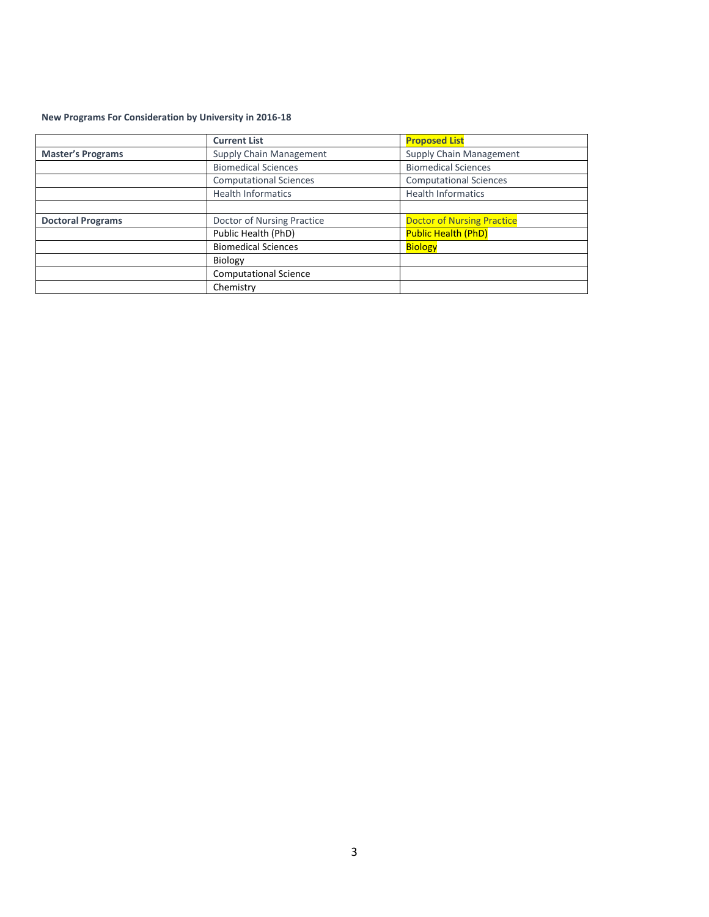**New Programs For Consideration by University in 2016-18**

| | Current List | Proposed List |
|---|---|---|
| **Master's Programs** | Supply Chain Management | Supply Chain Management |
| | Biomedical Sciences | Biomedical Sciences |
| | Computational Sciences | Computational Sciences |
| | Health Informatics | Health Informatics |
| | | |
| **Doctoral Programs** | Doctor of Nursing Practice | Doctor of Nursing Practice |
| | Public Health (PhD) | Public Health (PhD) |
| | Biomedical Sciences | Biology |
| | Biology | |
| | Computational Science | |
| | Chemistry | |